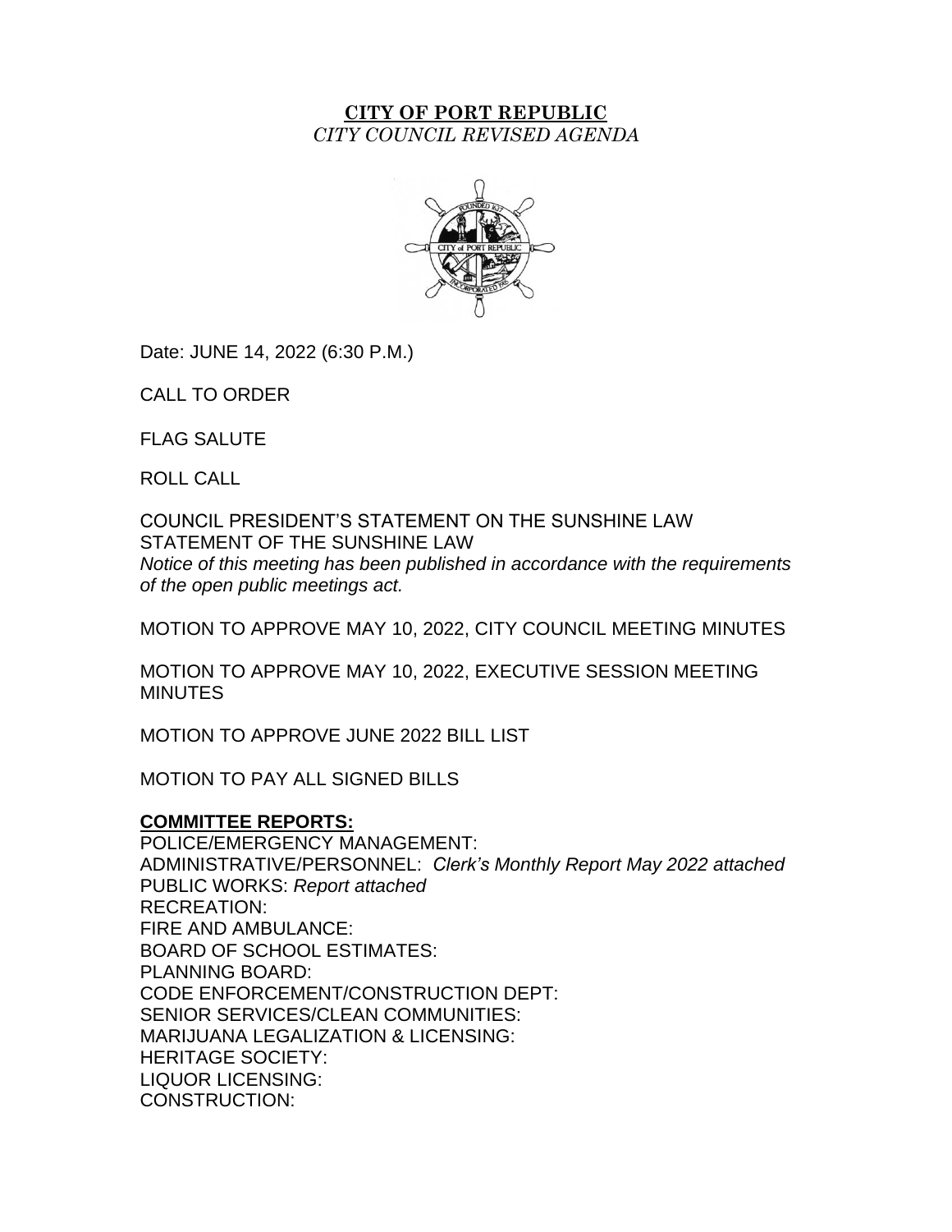# CITY OF PORT REPUBLIC

*CITY COUNCIL REVISED AGENDA*

Date: JUNE 14, 2022 (6:30 P.M.)

CALL TO ORDER

FLAG SALUTE

ROLL CALL

COUNCIL PRESIDENT'S STATEMENT ON THE SUNSHINE LAW
STATEMENT OF THE SUNSHINE LAW
*Notice of this meeting has been published in accordance with the requirements of the open public meetings act.*

MOTION TO APPROVE MAY 10, 2022, CITY COUNCIL MEETING MINUTES

MOTION TO APPROVE MAY 10, 2022, EXECUTIVE SESSION MEETING MINUTES

MOTION TO APPROVE JUNE 2022 BILL LIST

MOTION TO PAY ALL SIGNED BILLS

**COMMITTEE REPORTS:**

POLICE/EMERGENCY MANAGEMENT:
ADMINISTRATIVE/PERSONNEL: *Clerk's Monthly Report May 2022 attached*
PUBLIC WORKS: *Report attached*
RECREATION:
FIRE AND AMBULANCE:
BOARD OF SCHOOL ESTIMATES:
PLANNING BOARD:
CODE ENFORCEMENT/CONSTRUCTION DEPT:
SENIOR SERVICES/CLEAN COMMUNITIES:
MARIJUANA LEGALIZATION & LICENSING:
HERITAGE SOCIETY:
LIQUOR LICENSING:
CONSTRUCTION: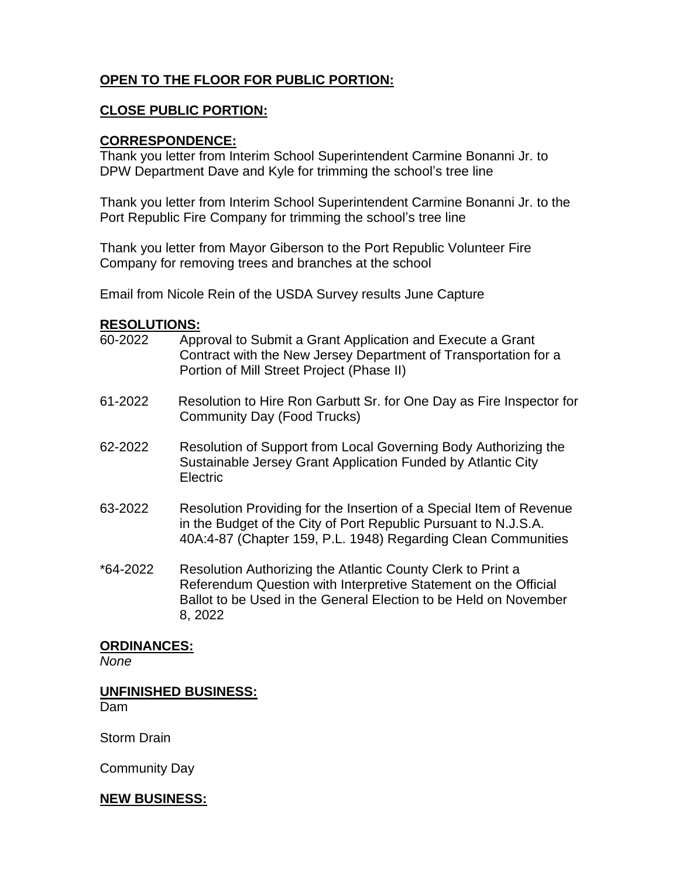**OPEN TO THE FLOOR FOR PUBLIC PORTION:**

**CLOSE PUBLIC PORTION:**

**CORRESPONDENCE:**

Thank you letter from Interim School Superintendent Carmine Bonanni Jr. to DPW Department Dave and Kyle for trimming the school's tree line

Thank you letter from Interim School Superintendent Carmine Bonanni Jr. to the Port Republic Fire Company for trimming the school's tree line

Thank you letter from Mayor Giberson to the Port Republic Volunteer Fire Company for removing trees and branches at the school

Email from Nicole Rein of the USDA Survey results June Capture

**RESOLUTIONS:**

60-2022 Approval to Submit a Grant Application and Execute a Grant Contract with the New Jersey Department of Transportation for a Portion of Mill Street Project (Phase II)

61-2022 Resolution to Hire Ron Garbutt Sr. for One Day as Fire Inspector for Community Day (Food Trucks)

62-2022 Resolution of Support from Local Governing Body Authorizing the Sustainable Jersey Grant Application Funded by Atlantic City Electric

63-2022 Resolution Providing for the Insertion of a Special Item of Revenue in the Budget of the City of Port Republic Pursuant to N.J.S.A. 40A:4-87 (Chapter 159, P.L. 1948) Regarding Clean Communities

*64-2022 Resolution Authorizing the Atlantic County Clerk to Print a Referendum Question with Interpretive Statement on the Official Ballot to be Used in the General Election to be Held on November 8, 2022

**ORDINANCES:**

*None*

**UNFINISHED BUSINESS:**

Dam

Storm Drain

Community Day

**NEW BUSINESS:**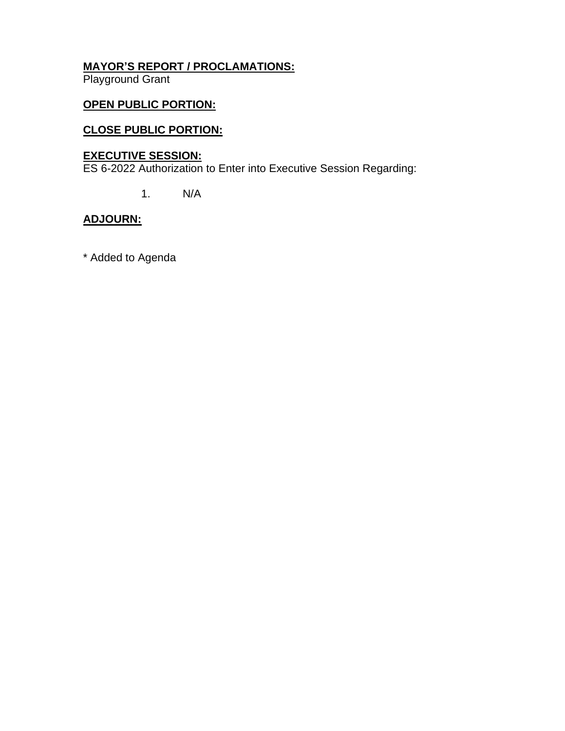**MAYOR'S REPORT / PROCLAMATIONS:**
Playground Grant

**OPEN PUBLIC PORTION:**

**CLOSE PUBLIC PORTION:**

**EXECUTIVE SESSION:**
ES 6-2022 Authorization to Enter into Executive Session Regarding:

1. N/A

**ADJOURN:**

* Added to Agenda